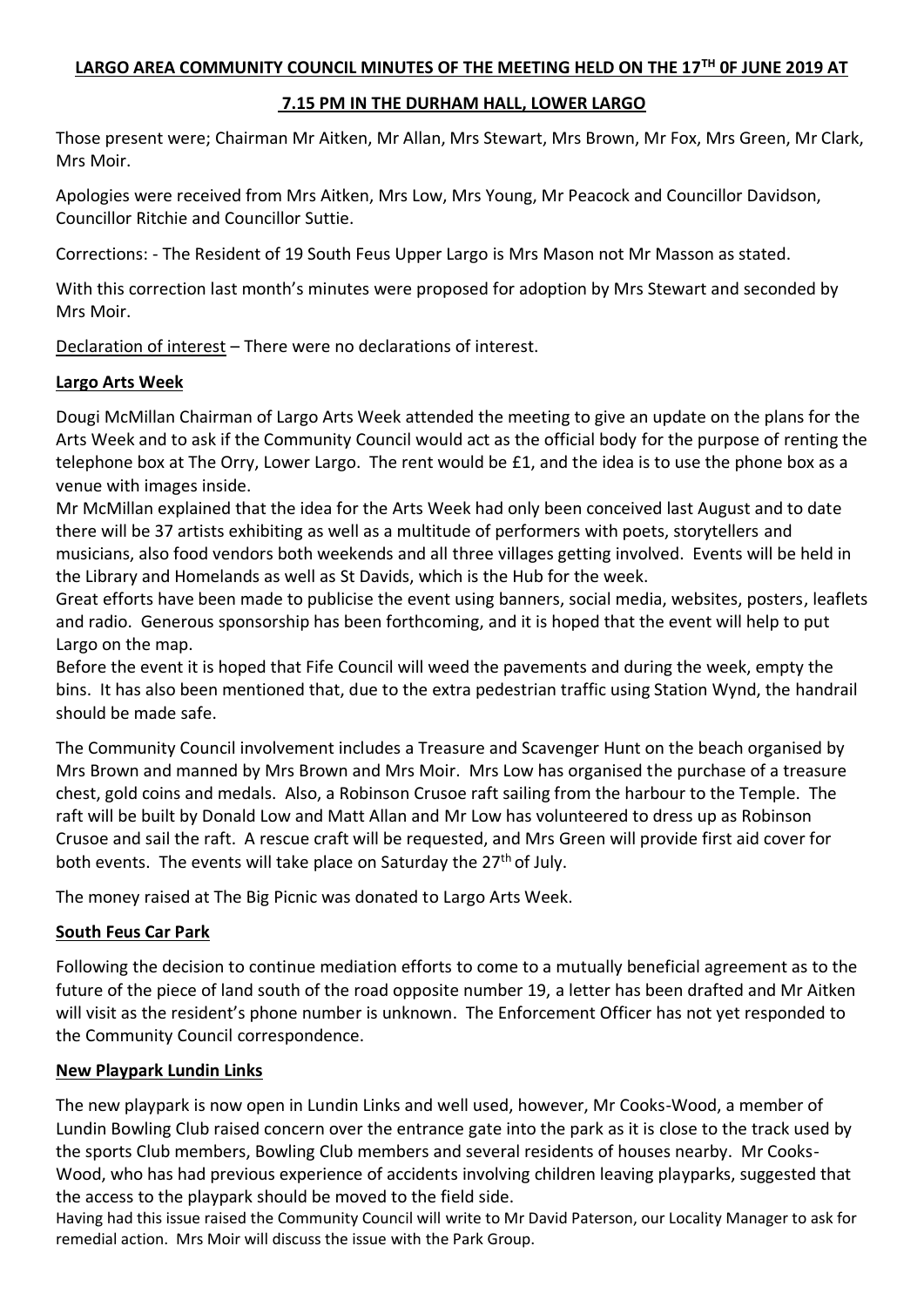# LARGO AREA COMMUNITY COUNCIL MINUTES OF THE MEETING HELD ON THE 17TH 0F JUNE 2019 AT 7.15 PM IN THE DURHAM HALL, LOWER LARGO

Those present were; Chairman Mr Aitken, Mr Allan, Mrs Stewart, Mrs Brown, Mr Fox, Mrs Green, Mr Clark, Mrs Moir.

Apologies were received from Mrs Aitken, Mrs Low, Mrs Young, Mr Peacock and Councillor Davidson, Councillor Ritchie and Councillor Suttie.

Corrections: - The Resident of 19 South Feus Upper Largo is Mrs Mason not Mr Masson as stated.

With this correction last month's minutes were proposed for adoption by Mrs Stewart and seconded by Mrs Moir.

Declaration of interest – There were no declarations of interest.

## Largo Arts Week

Dougi McMillan Chairman of Largo Arts Week attended the meeting to give an update on the plans for the Arts Week and to ask if the Community Council would act as the official body for the purpose of renting the telephone box at The Orry, Lower Largo. The rent would be £1, and the idea is to use the phone box as a venue with images inside.

Mr McMillan explained that the idea for the Arts Week had only been conceived last August and to date there will be 37 artists exhibiting as well as a multitude of performers with poets, storytellers and musicians, also food vendors both weekends and all three villages getting involved. Events will be held in the Library and Homelands as well as St Davids, which is the Hub for the week.

Great efforts have been made to publicise the event using banners, social media, websites, posters, leaflets and radio. Generous sponsorship has been forthcoming, and it is hoped that the event will help to put Largo on the map.

Before the event it is hoped that Fife Council will weed the pavements and during the week, empty the bins. It has also been mentioned that, due to the extra pedestrian traffic using Station Wynd, the handrail should be made safe.

The Community Council involvement includes a Treasure and Scavenger Hunt on the beach organised by Mrs Brown and manned by Mrs Brown and Mrs Moir. Mrs Low has organised the purchase of a treasure chest, gold coins and medals. Also, a Robinson Crusoe raft sailing from the harbour to the Temple. The raft will be built by Donald Low and Matt Allan and Mr Low has volunteered to dress up as Robinson Crusoe and sail the raft. A rescue craft will be requested, and Mrs Green will provide first aid cover for both events. The events will take place on Saturday the 27th of July.

The money raised at The Big Picnic was donated to Largo Arts Week.

## South Feus Car Park

Following the decision to continue mediation efforts to come to a mutually beneficial agreement as to the future of the piece of land south of the road opposite number 19, a letter has been drafted and Mr Aitken will visit as the resident's phone number is unknown. The Enforcement Officer has not yet responded to the Community Council correspondence.

## New Playpark Lundin Links

The new playpark is now open in Lundin Links and well used, however, Mr Cooks-Wood, a member of Lundin Bowling Club raised concern over the entrance gate into the park as it is close to the track used by the sports Club members, Bowling Club members and several residents of houses nearby. Mr Cooks-Wood, who has had previous experience of accidents involving children leaving playparks, suggested that the access to the playpark should be moved to the field side.

Having had this issue raised the Community Council will write to Mr David Paterson, our Locality Manager to ask for remedial action. Mrs Moir will discuss the issue with the Park Group.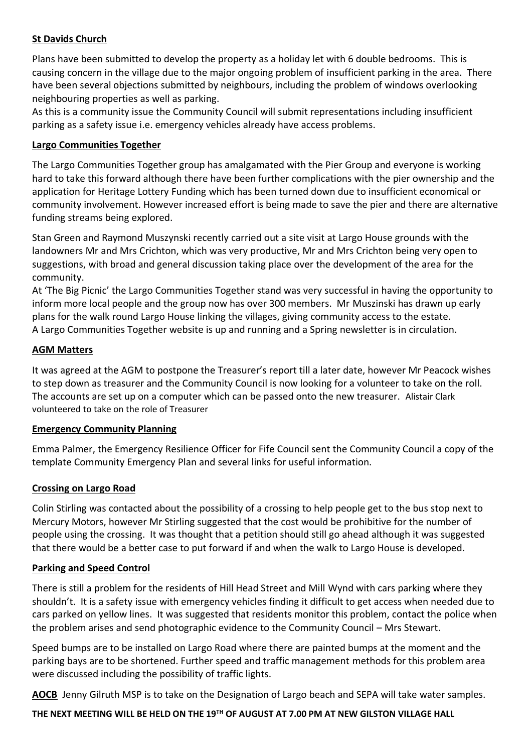**St Davids Church**

Plans have been submitted to develop the property as a holiday let with 6 double bedrooms. This is causing concern in the village due to the major ongoing problem of insufficient parking in the area. There have been several objections submitted by neighbours, including the problem of windows overlooking neighbouring properties as well as parking.
As this is a community issue the Community Council will submit representations including insufficient parking as a safety issue i.e. emergency vehicles already have access problems.

**Largo Communities Together**

The Largo Communities Together group has amalgamated with the Pier Group and everyone is working hard to take this forward although there have been further complications with the pier ownership and the application for Heritage Lottery Funding which has been turned down due to insufficient economical or community involvement. However increased effort is being made to save the pier and there are alternative funding streams being explored.

Stan Green and Raymond Muszynski recently carried out a site visit at Largo House grounds with the landowners Mr and Mrs Crichton, which was very productive, Mr and Mrs Crichton being very open to suggestions, with broad and general discussion taking place over the development of the area for the community.
At 'The Big Picnic' the Largo Communities Together stand was very successful in having the opportunity to inform more local people and the group now has over 300 members. Mr Muszinski has drawn up early plans for the walk round Largo House linking the villages, giving community access to the estate.
A Largo Communities Together website is up and running and a Spring newsletter is in circulation.

**AGM Matters**

It was agreed at the AGM to postpone the Treasurer's report till a later date, however Mr Peacock wishes to step down as treasurer and the Community Council is now looking for a volunteer to take on the roll. The accounts are set up on a computer which can be passed onto the new treasurer. Alistair Clark volunteered to take on the role of Treasurer

**Emergency Community Planning**

Emma Palmer, the Emergency Resilience Officer for Fife Council sent the Community Council a copy of the template Community Emergency Plan and several links for useful information.

**Crossing on Largo Road**

Colin Stirling was contacted about the possibility of a crossing to help people get to the bus stop next to Mercury Motors, however Mr Stirling suggested that the cost would be prohibitive for the number of people using the crossing. It was thought that a petition should still go ahead although it was suggested that there would be a better case to put forward if and when the walk to Largo House is developed.

**Parking and Speed Control**

There is still a problem for the residents of Hill Head Street and Mill Wynd with cars parking where they shouldn't. It is a safety issue with emergency vehicles finding it difficult to get access when needed due to cars parked on yellow lines. It was suggested that residents monitor this problem, contact the police when the problem arises and send photographic evidence to the Community Council – Mrs Stewart.

Speed bumps are to be installed on Largo Road where there are painted bumps at the moment and the parking bays are to be shortened. Further speed and traffic management methods for this problem area were discussed including the possibility of traffic lights.

**AOCB** Jenny Gilruth MSP is to take on the Designation of Largo beach and SEPA will take water samples.

**THE NEXT MEETING WILL BE HELD ON THE 19TH OF AUGUST AT 7.00 PM AT NEW GILSTON VILLAGE HALL**